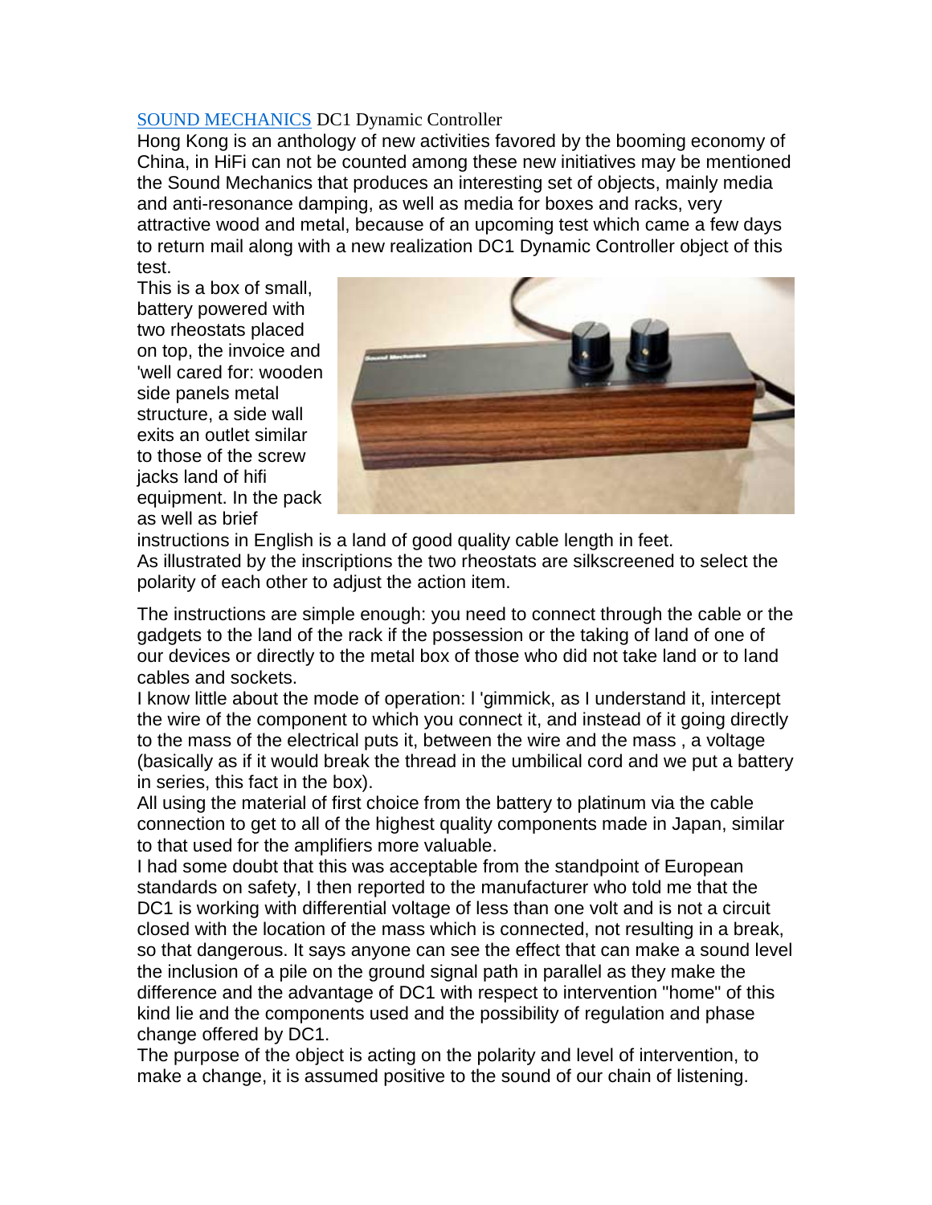[SOUND MECHANICS](#) DC1 Dynamic Controller

Hong Kong is an anthology of new activities favored by the booming economy of China, in HiFi can not be counted among these new initiatives may be mentioned the Sound Mechanics that produces an interesting set of objects, mainly media and anti-resonance damping, as well as media for boxes and racks, very attractive wood and metal, because of an upcoming test which came a few days to return mail along with a new realization DC1 Dynamic Controller object of this test.

This is a box of small, battery powered with two rheostats placed on top, the invoice and 'well cared for: wooden side panels metal structure, a side wall exits an outlet similar to those of the screw jacks land of hifi equipment. In the pack as well as brief instructions in English is a land of good quality cable length in feet.

As illustrated by the inscriptions the two rheostats are silkscreened to select the polarity of each other to adjust the action item.

The instructions are simple enough: you need to connect through the cable or the gadgets to the land of the rack if the possession or the taking of land of one of our devices or directly to the metal box of those who did not take land or to land cables and sockets.

I know little about the mode of operation: l 'gimmick, as I understand it, intercept the wire of the component to which you connect it, and instead of it going directly to the mass of the electrical puts it, between the wire and the mass , a voltage (basically as if it would break the thread in the umbilical cord and we put a battery in series, this fact in the box).

All using the material of first choice from the battery to platinum via the cable connection to get to all of the highest quality components made in Japan, similar to that used for the amplifiers more valuable.

I had some doubt that this was acceptable from the standpoint of European standards on safety, I then reported to the manufacturer who told me that the DC1 is working with differential voltage of less than one volt and is not a circuit closed with the location of the mass which is connected, not resulting in a break, so that dangerous. It says anyone can see the effect that can make a sound level the inclusion of a pile on the ground signal path in parallel as they make the difference and the advantage of DC1 with respect to intervention "home" of this kind lie and the components used and the possibility of regulation and phase change offered by DC1.

The purpose of the object is acting on the polarity and level of intervention, to make a change, it is assumed positive to the sound of our chain of listening.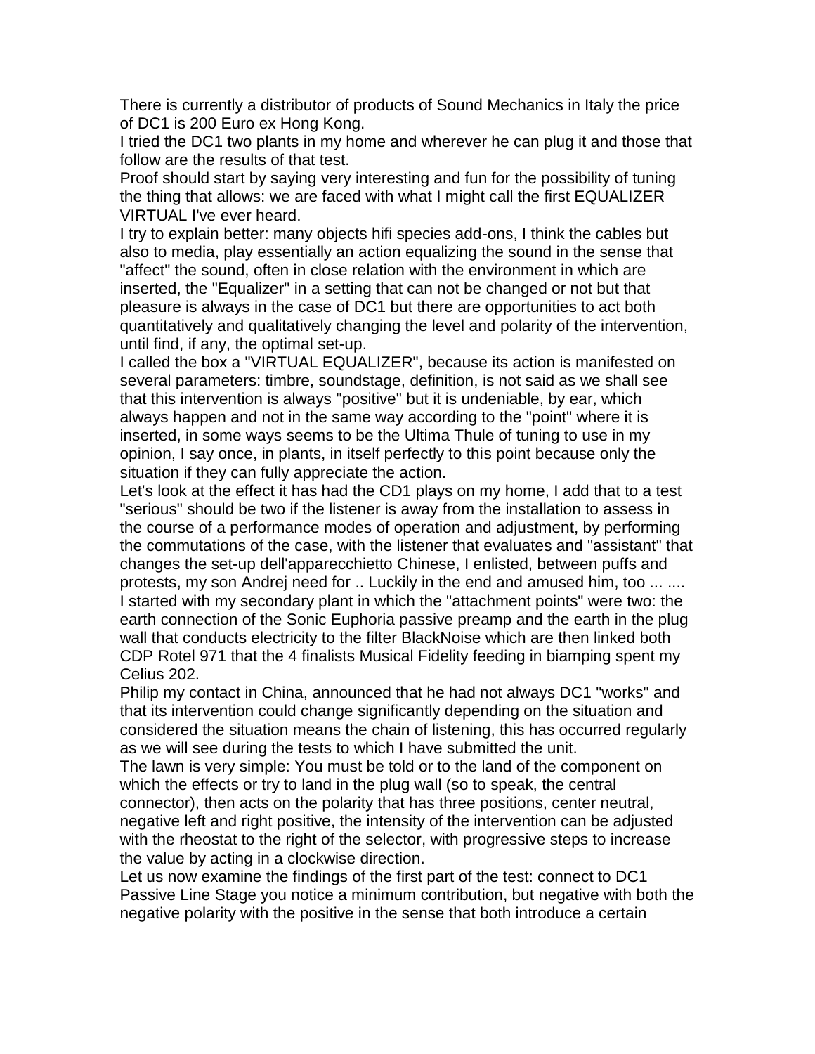There is currently a distributor of products of Sound Mechanics in Italy the price of DC1 is 200 Euro ex Hong Kong.

I tried the DC1 two plants in my home and wherever he can plug it and those that follow are the results of that test.

Proof should start by saying very interesting and fun for the possibility of tuning the thing that allows: we are faced with what I might call the first EQUALIZER VIRTUAL I've ever heard.

I try to explain better: many objects hifi species add-ons, I think the cables but also to media, play essentially an action equalizing the sound in the sense that "affect" the sound, often in close relation with the environment in which are inserted, the "Equalizer" in a setting that can not be changed or not but that pleasure is always in the case of DC1 but there are opportunities to act both quantitatively and qualitatively changing the level and polarity of the intervention, until find, if any, the optimal set-up.

I called the box a "VIRTUAL EQUALIZER", because its action is manifested on several parameters: timbre, soundstage, definition, is not said as we shall see that this intervention is always "positive" but it is undeniable, by ear, which always happen and not in the same way according to the "point" where it is inserted, in some ways seems to be the Ultima Thule of tuning to use in my opinion, I say once, in plants, in itself perfectly to this point because only the situation if they can fully appreciate the action.

Let's look at the effect it has had the CD1 plays on my home, I add that to a test "serious" should be two if the listener is away from the installation to assess in the course of a performance modes of operation and adjustment, by performing the commutations of the case, with the listener that evaluates and "assistant" that changes the set-up dell'apparecchietto Chinese, I enlisted, between puffs and protests, my son Andrej need for .. Luckily in the end and amused him, too ... ....

I started with my secondary plant in which the "attachment points" were two: the earth connection of the Sonic Euphoria passive preamp and the earth in the plug wall that conducts electricity to the filter BlackNoise which are then linked both CDP Rotel 971 that the 4 finalists Musical Fidelity feeding in biamping spent my Celius 202.

Philip my contact in China, announced that he had not always DC1 "works" and that its intervention could change significantly depending on the situation and considered the situation means the chain of listening, this has occurred regularly as we will see during the tests to which I have submitted the unit.

The lawn is very simple: You must be told or to the land of the component on which the effects or try to land in the plug wall (so to speak, the central connector), then acts on the polarity that has three positions, center neutral, negative left and right positive, the intensity of the intervention can be adjusted with the rheostat to the right of the selector, with progressive steps to increase the value by acting in a clockwise direction.

Let us now examine the findings of the first part of the test: connect to DC1 Passive Line Stage you notice a minimum contribution, but negative with both the negative polarity with the positive in the sense that both introduce a certain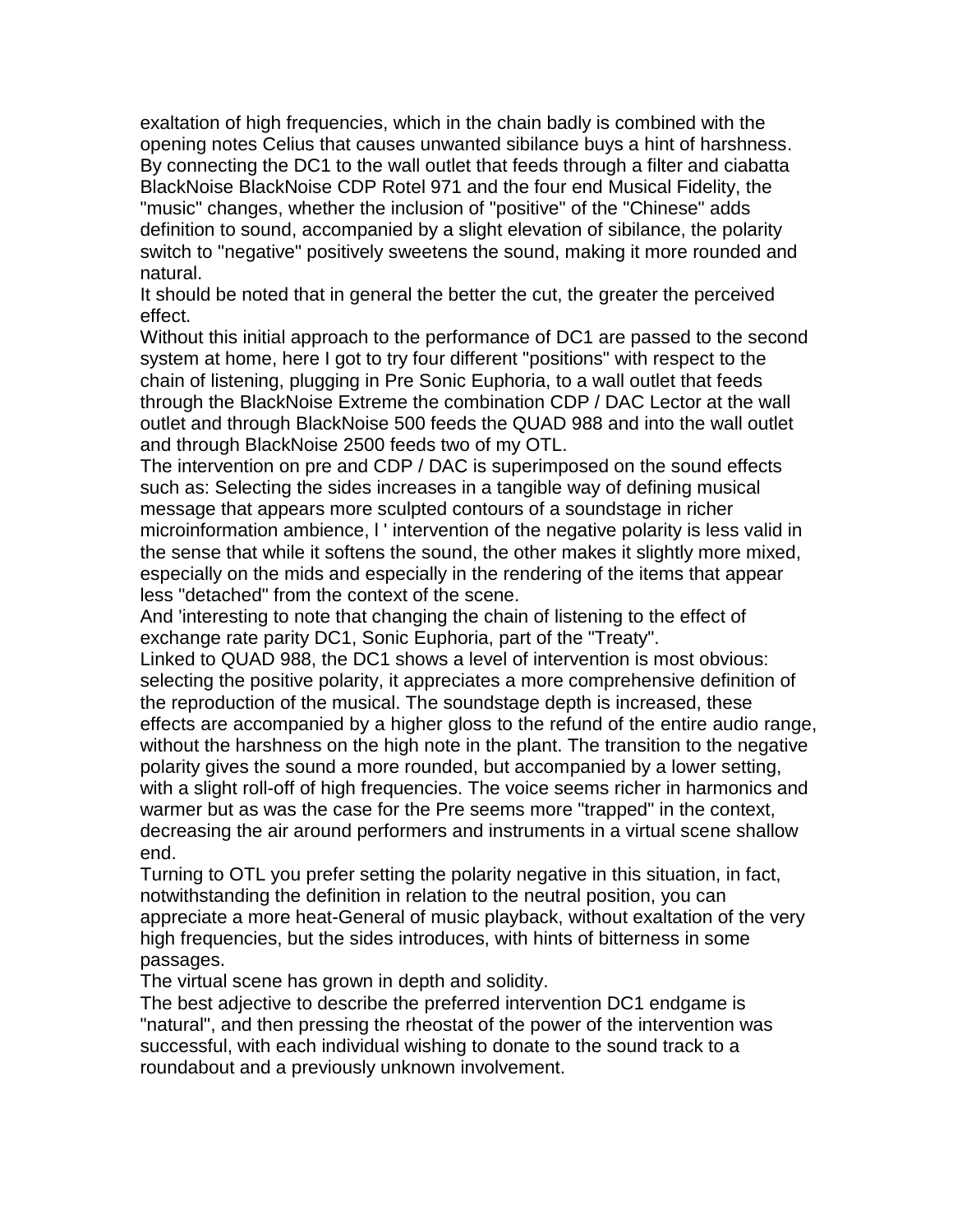exaltation of high frequencies, which in the chain badly is combined with the opening notes Celius that causes unwanted sibilance buys a hint of harshness. By connecting the DC1 to the wall outlet that feeds through a filter and ciabatta BlackNoise BlackNoise CDP Rotel 971 and the four end Musical Fidelity, the "music" changes, whether the inclusion of "positive" of the "Chinese" adds definition to sound, accompanied by a slight elevation of sibilance, the polarity switch to "negative" positively sweetens the sound, making it more rounded and natural.

It should be noted that in general the better the cut, the greater the perceived effect.

Without this initial approach to the performance of DC1 are passed to the second system at home, here I got to try four different "positions" with respect to the chain of listening, plugging in Pre Sonic Euphoria, to a wall outlet that feeds through the BlackNoise Extreme the combination CDP / DAC Lector at the wall outlet and through BlackNoise 500 feeds the QUAD 988 and into the wall outlet and through BlackNoise 2500 feeds two of my OTL.

The intervention on pre and CDP / DAC is superimposed on the sound effects such as: Selecting the sides increases in a tangible way of defining musical message that appears more sculpted contours of a soundstage in richer microinformation ambience, l ' intervention of the negative polarity is less valid in the sense that while it softens the sound, the other makes it slightly more mixed, especially on the mids and especially in the rendering of the items that appear less "detached" from the context of the scene.

And 'interesting to note that changing the chain of listening to the effect of exchange rate parity DC1, Sonic Euphoria, part of the "Treaty".

Linked to QUAD 988, the DC1 shows a level of intervention is most obvious: selecting the positive polarity, it appreciates a more comprehensive definition of the reproduction of the musical. The soundstage depth is increased, these effects are accompanied by a higher gloss to the refund of the entire audio range, without the harshness on the high note in the plant. The transition to the negative polarity gives the sound a more rounded, but accompanied by a lower setting, with a slight roll-off of high frequencies. The voice seems richer in harmonics and warmer but as was the case for the Pre seems more "trapped" in the context, decreasing the air around performers and instruments in a virtual scene shallow end.

Turning to OTL you prefer setting the polarity negative in this situation, in fact, notwithstanding the definition in relation to the neutral position, you can appreciate a more heat-General of music playback, without exaltation of the very high frequencies, but the sides introduces, with hints of bitterness in some passages.

The virtual scene has grown in depth and solidity.

The best adjective to describe the preferred intervention DC1 endgame is "natural", and then pressing the rheostat of the power of the intervention was successful, with each individual wishing to donate to the sound track to a roundabout and a previously unknown involvement.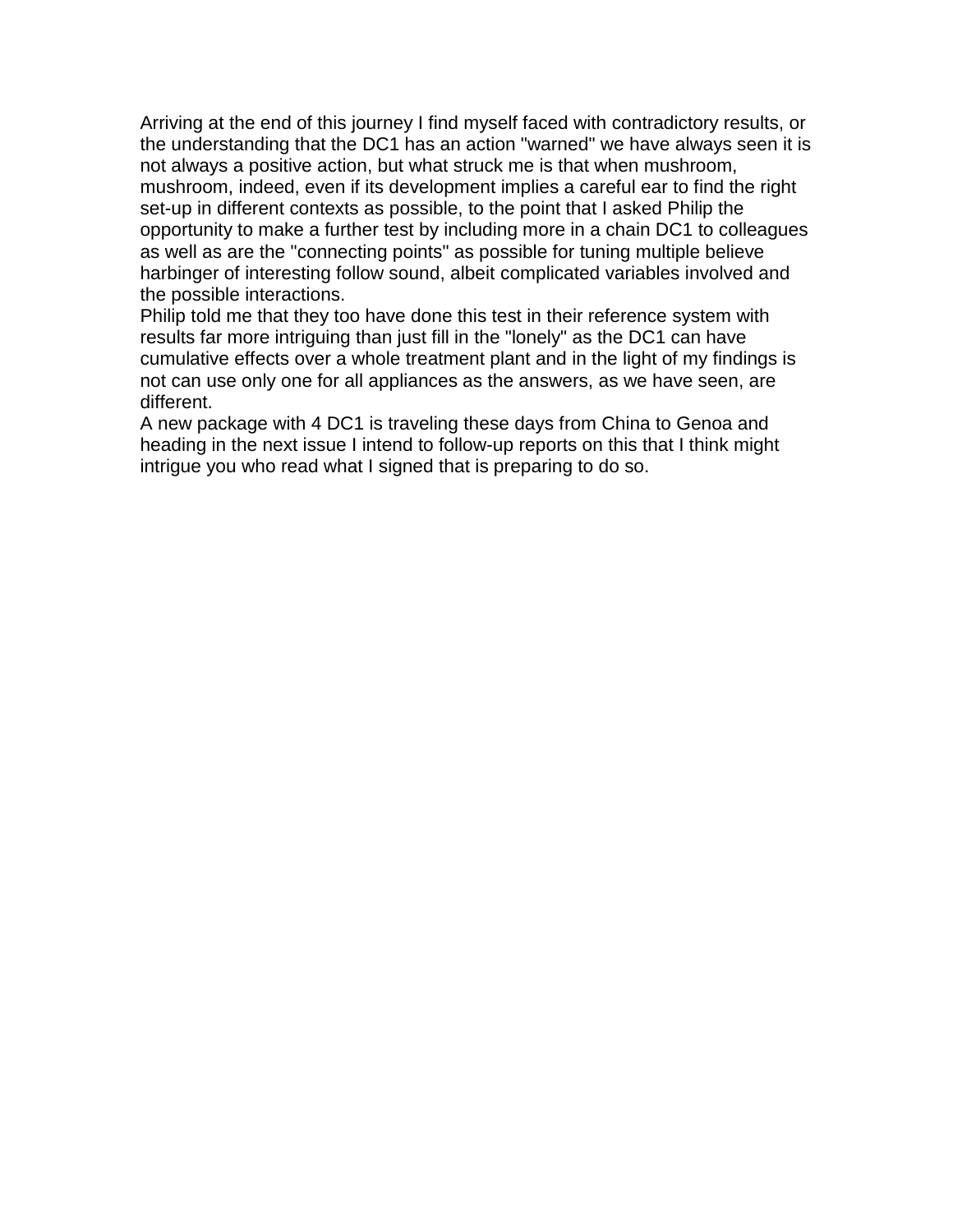Arriving at the end of this journey I find myself faced with contradictory results, or the understanding that the DC1 has an action "warned" we have always seen it is not always a positive action, but what struck me is that when mushroom, mushroom, indeed, even if its development implies a careful ear to find the right set-up in different contexts as possible, to the point that I asked Philip the opportunity to make a further test by including more in a chain DC1 to colleagues as well as are the "connecting points" as possible for tuning multiple believe harbinger of interesting follow sound, albeit complicated variables involved and the possible interactions.
Philip told me that they too have done this test in their reference system with results far more intriguing than just fill in the "lonely" as the DC1 can have cumulative effects over a whole treatment plant and in the light of my findings is not can use only one for all appliances as the answers, as we have seen, are different.
A new package with 4 DC1 is traveling these days from China to Genoa and heading in the next issue I intend to follow-up reports on this that I think might intrigue you who read what I signed that is preparing to do so.